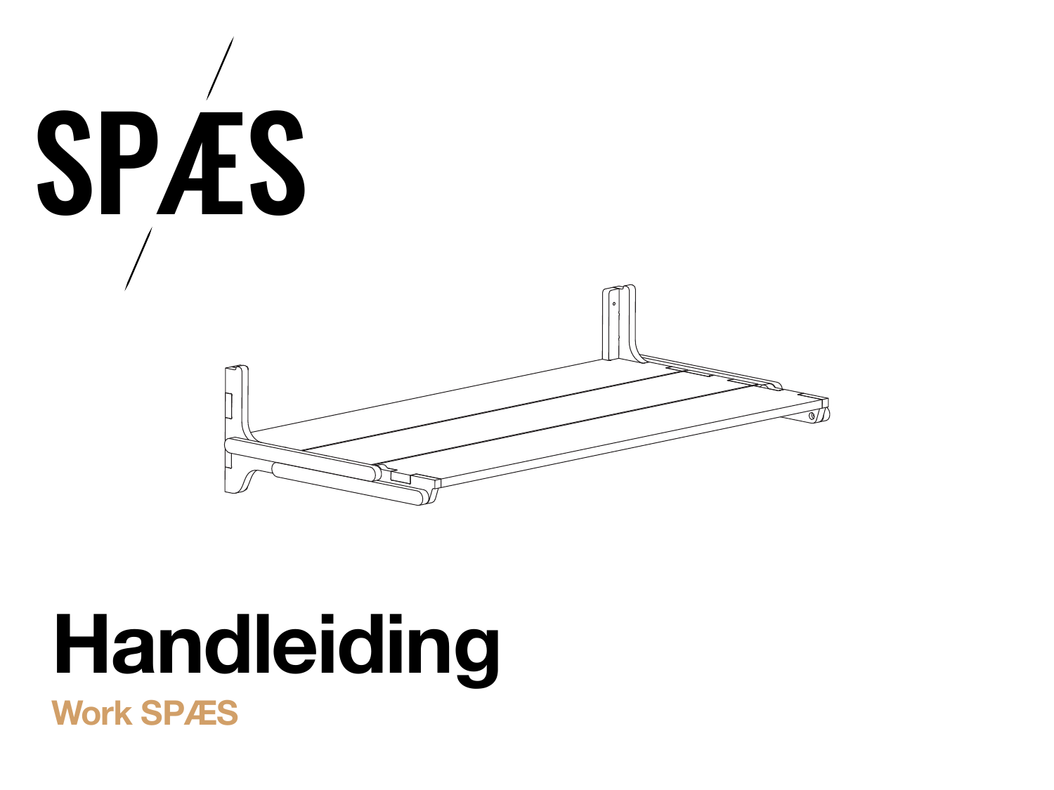SPÆS

# Handleiding

**Work SPÆS**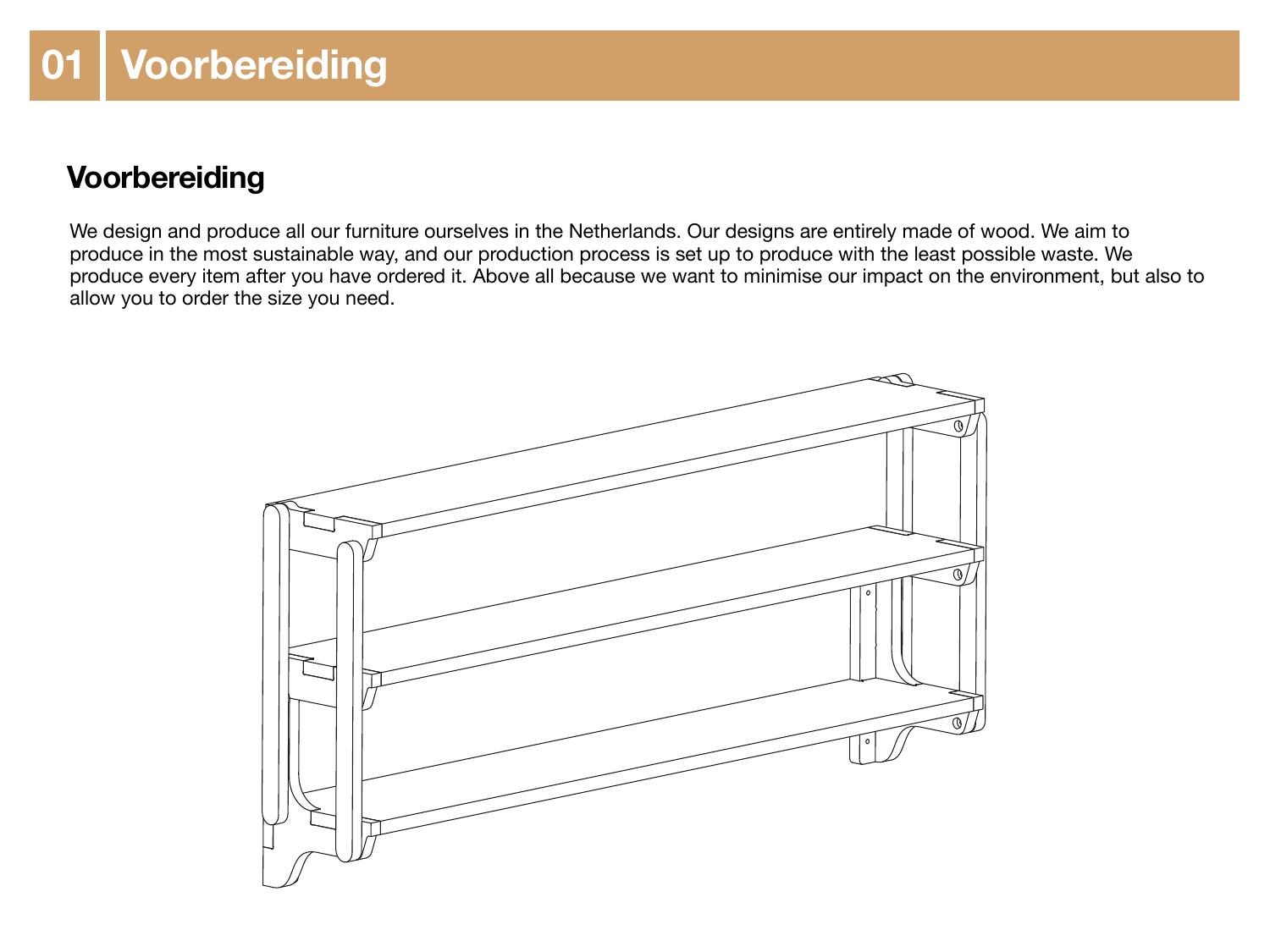# 01 Voorbereiding

## Voorbereiding

We design and produce all our furniture ourselves in the Netherlands. Our designs are entirely made of wood. We aim to produce in the most sustainable way, and our production process is set up to produce with the least possible waste. We produce every item after you have ordered it. Above all because we want to minimise our impact on the environment, but also to allow you to order the size you need.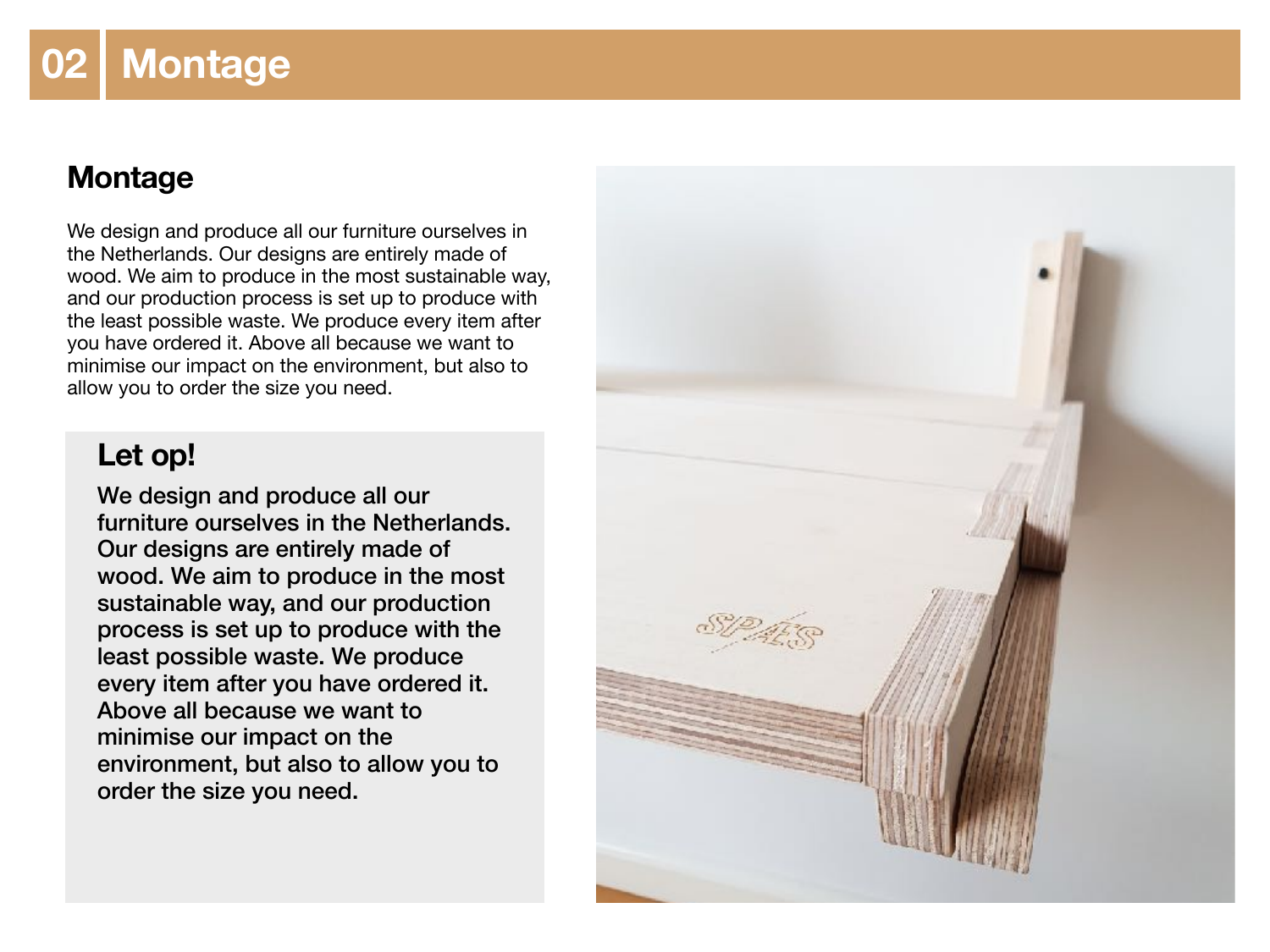# 02 Montage

## Montage

We design and produce all our furniture ourselves in the Netherlands. Our designs are entirely made of wood. We aim to produce in the most sustainable way, and our production process is set up to produce with the least possible waste. We produce every item after you have ordered it. Above all because we want to minimise our impact on the environment, but also to allow you to order the size you need.

### Let op!

**We design and produce all our furniture ourselves in the Netherlands. Our designs are entirely made of wood. We aim to produce in the most sustainable way, and our production process is set up to produce with the least possible waste. We produce every item after you have ordered it. Above all because we want to minimise our impact on the environment, but also to allow you to order the size you need.**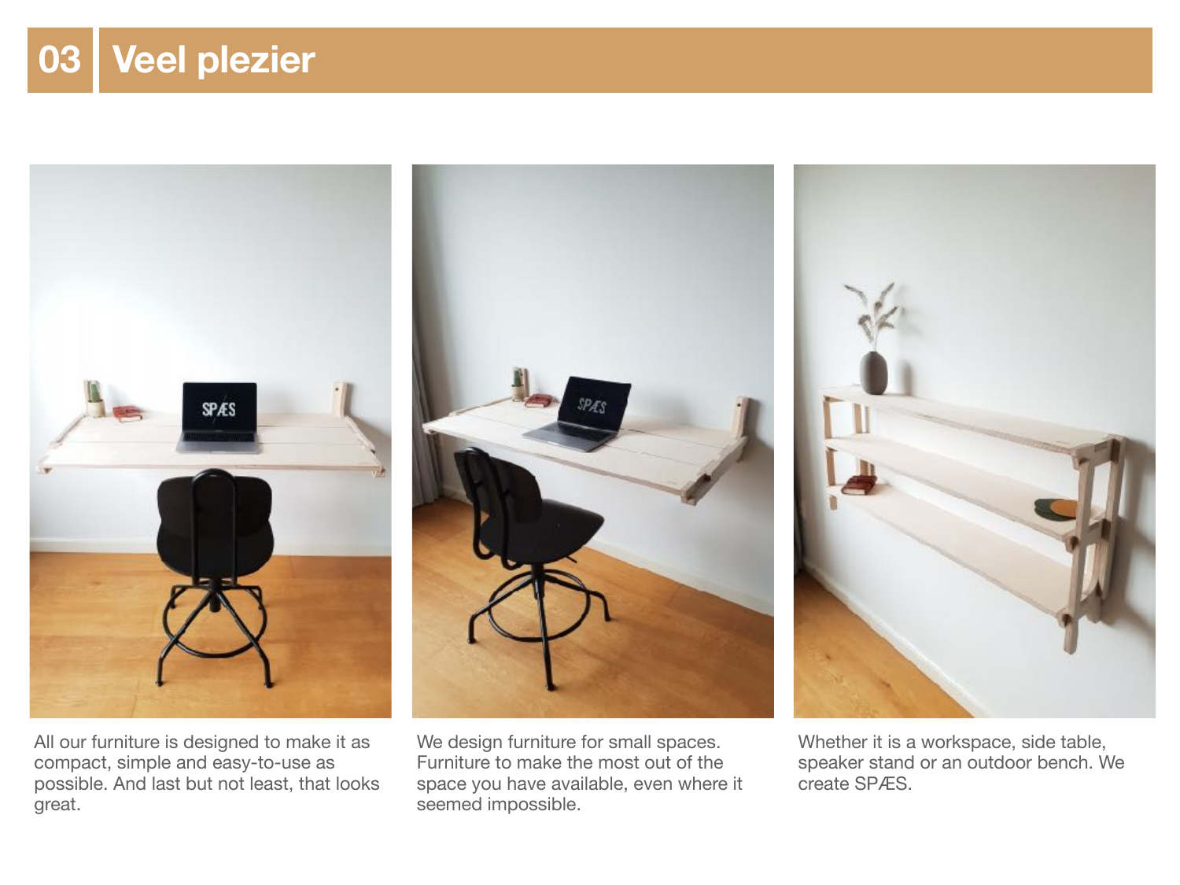# 03 Veel plezier

All our furniture is designed to make it as compact, simple and easy-to-use as possible. And last but not least, that looks great.

We design furniture for small spaces. Furniture to make the most out of the space you have available, even where it seemed impossible.

Whether it is a workspace, side table, speaker stand or an outdoor bench. We create SPÆS.